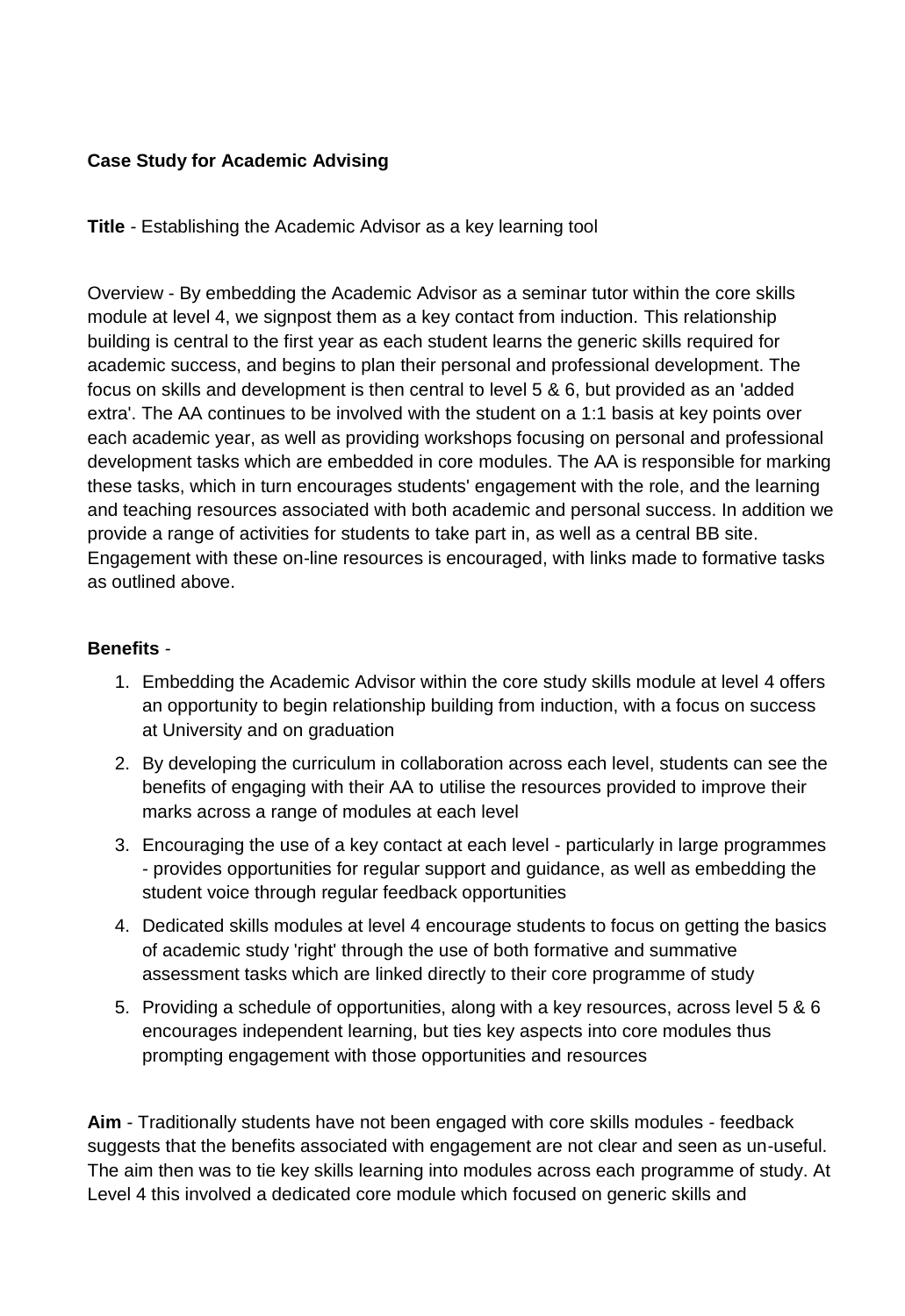**Case Study for Academic Advising**

**Title** - Establishing the Academic Advisor as a key learning tool

Overview - By embedding the Academic Advisor as a seminar tutor within the core skills module at level 4, we signpost them as a key contact from induction. This relationship building is central to the first year as each student learns the generic skills required for academic success, and begins to plan their personal and professional development. The focus on skills and development is then central to level 5 & 6, but provided as an 'added extra'. The AA continues to be involved with the student on a 1:1 basis at key points over each academic year, as well as providing workshops focusing on personal and professional development tasks which are embedded in core modules. The AA is responsible for marking these tasks, which in turn encourages students' engagement with the role, and the learning and teaching resources associated with both academic and personal success. In addition we provide a range of activities for students to take part in, as well as a central BB site. Engagement with these on-line resources is encouraged, with links made to formative tasks as outlined above.

**Benefits** -

1. Embedding the Academic Advisor within the core study skills module at level 4 offers an opportunity to begin relationship building from induction, with a focus on success at University and on graduation
2. By developing the curriculum in collaboration across each level, students can see the benefits of engaging with their AA to utilise the resources provided to improve their marks across a range of modules at each level
3. Encouraging the use of a key contact at each level - particularly in large programmes - provides opportunities for regular support and guidance, as well as embedding the student voice through regular feedback opportunities
4. Dedicated skills modules at level 4 encourage students to focus on getting the basics of academic study 'right' through the use of both formative and summative assessment tasks which are linked directly to their core programme of study
5. Providing a schedule of opportunities, along with a key resources, across level 5 & 6 encourages independent learning, but ties key aspects into core modules thus prompting engagement with those opportunities and resources

**Aim** - Traditionally students have not been engaged with core skills modules - feedback suggests that the benefits associated with engagement are not clear and seen as un-useful. The aim then was to tie key skills learning into modules across each programme of study. At Level 4 this involved a dedicated core module which focused on generic skills and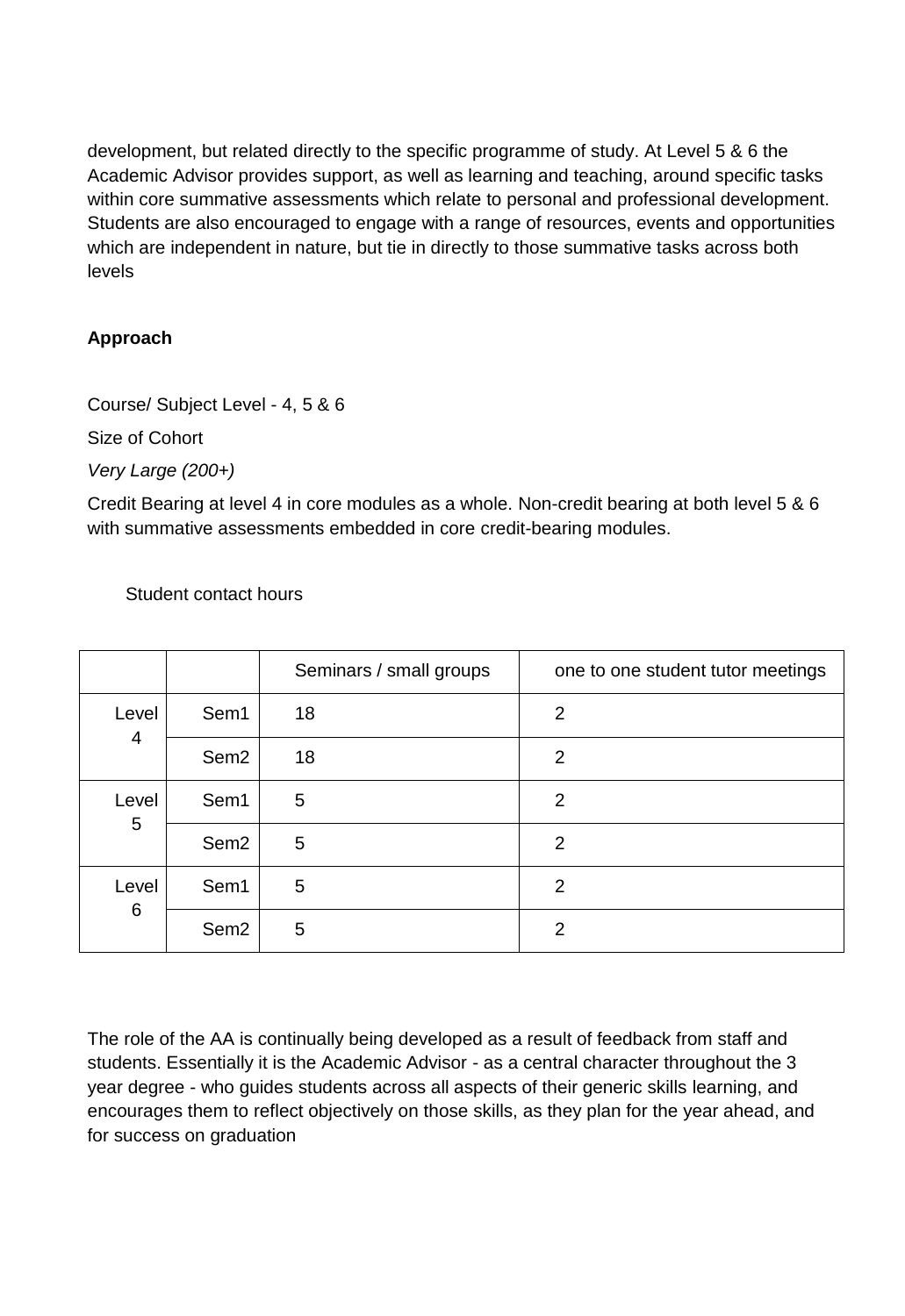development, but related directly to the specific programme of study. At Level 5 & 6 the Academic Advisor provides support, as well as learning and teaching, around specific tasks within core summative assessments which relate to personal and professional development. Students are also encouraged to engage with a range of resources, events and opportunities which are independent in nature, but tie in directly to those summative tasks across both levels

**Approach**

Course/ Subject Level - 4, 5 & 6

Size of Cohort

*Very Large (200+)*

Credit Bearing at level 4 in core modules as a whole. Non-credit bearing at both level 5 & 6 with summative assessments embedded in core credit-bearing modules.

Student contact hours

| | | Seminars / small groups | one to one student tutor meetings |
|---|---|---|---|
| Level 4 | Sem1 | 18 | 2 |
| | Sem2 | 18 | 2 |
| Level 5 | Sem1 | 5 | 2 |
| | Sem2 | 5 | 2 |
| Level 6 | Sem1 | 5 | 2 |
| | Sem2 | 5 | 2 |

The role of the AA is continually being developed as a result of feedback from staff and students. Essentially it is the Academic Advisor - as a central character throughout the 3 year degree - who guides students across all aspects of their generic skills learning, and encourages them to reflect objectively on those skills, as they plan for the year ahead, and for success on graduation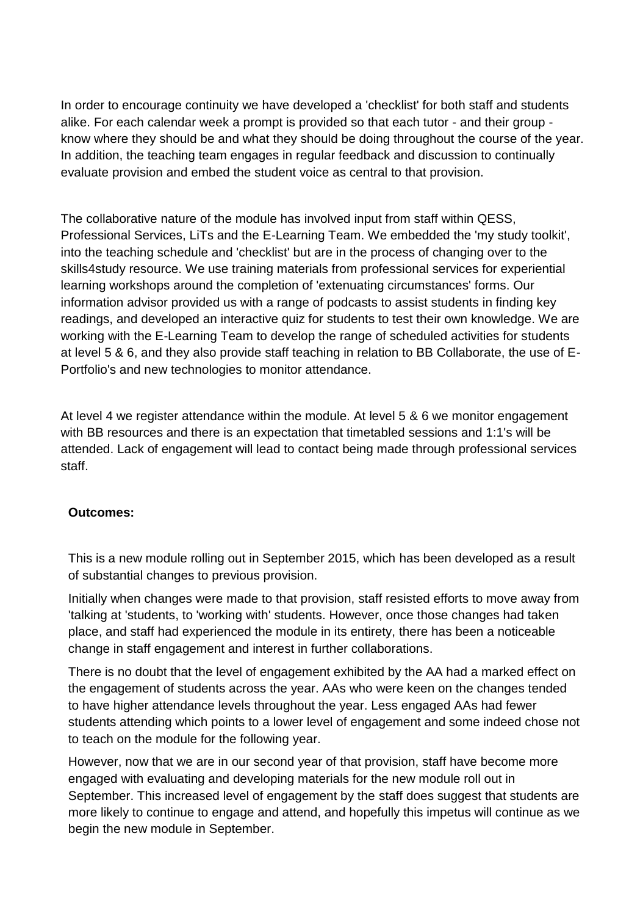In order to encourage continuity we have developed a 'checklist' for both staff and students alike. For each calendar week a prompt is provided so that each tutor - and their group - know where they should be and what they should be doing throughout the course of the year. In addition, the teaching team engages in regular feedback and discussion to continually evaluate provision and embed the student voice as central to that provision.

The collaborative nature of the module has involved input from staff within QESS, Professional Services, LiTs and the E-Learning Team. We embedded the 'my study toolkit', into the teaching schedule and 'checklist' but are in the process of changing over to the skills4study resource. We use training materials from professional services for experiential learning workshops around the completion of 'extenuating circumstances' forms. Our information advisor provided us with a range of podcasts to assist students in finding key readings, and developed an interactive quiz for students to test their own knowledge. We are working with the E-Learning Team to develop the range of scheduled activities for students at level 5 & 6, and they also provide staff teaching in relation to BB Collaborate, the use of E-Portfolio's and new technologies to monitor attendance.

At level 4 we register attendance within the module. At level 5 & 6 we monitor engagement with BB resources and there is an expectation that timetabled sessions and 1:1's will be attended. Lack of engagement will lead to contact being made through professional services staff.

**Outcomes:**

This is a new module rolling out in September 2015, which has been developed as a result of substantial changes to previous provision.

Initially when changes were made to that provision, staff resisted efforts to move away from 'talking at 'students, to 'working with' students. However, once those changes had taken place, and staff had experienced the module in its entirety, there has been a noticeable change in staff engagement and interest in further collaborations.

There is no doubt that the level of engagement exhibited by the AA had a marked effect on the engagement of students across the year. AAs who were keen on the changes tended to have higher attendance levels throughout the year. Less engaged AAs had fewer students attending which points to a lower level of engagement and some indeed chose not to teach on the module for the following year.

However, now that we are in our second year of that provision, staff have become more engaged with evaluating and developing materials for the new module roll out in September. This increased level of engagement by the staff does suggest that students are more likely to continue to engage and attend, and hopefully this impetus will continue as we begin the new module in September.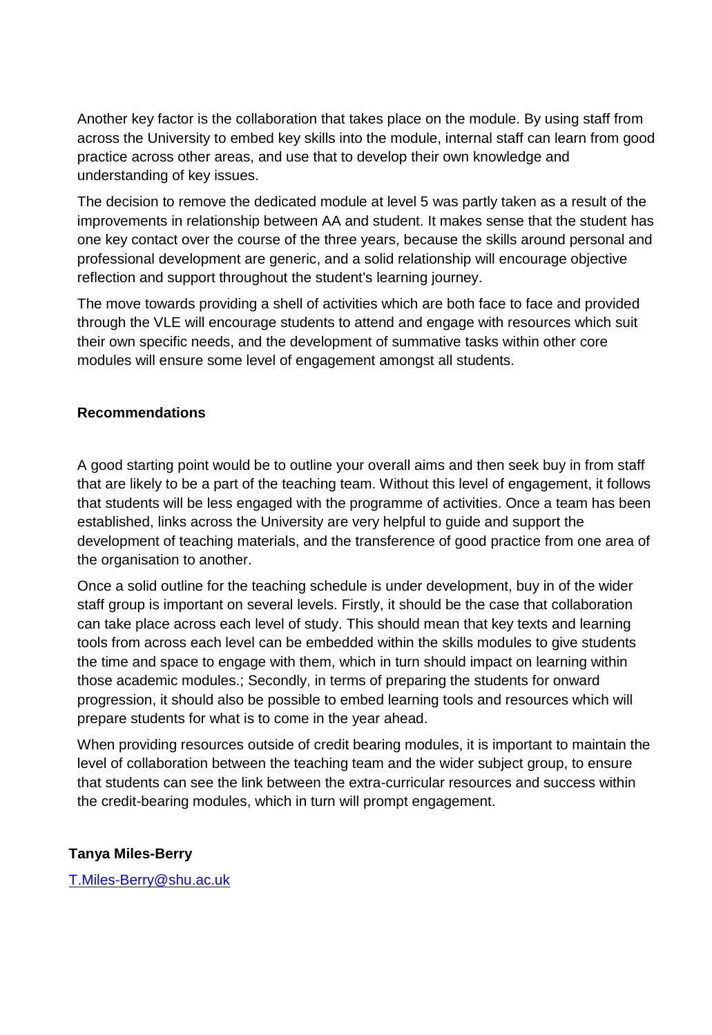Another key factor is the collaboration that takes place on the module. By using staff from across the University to embed key skills into the module, internal staff can learn from good practice across other areas, and use that to develop their own knowledge and understanding of key issues.

The decision to remove the dedicated module at level 5 was partly taken as a result of the improvements in relationship between AA and student. It makes sense that the student has one key contact over the course of the three years, because the skills around personal and professional development are generic, and a solid relationship will encourage objective reflection and support throughout the student's learning journey.

The move towards providing a shell of activities which are both face to face and provided through the VLE will encourage students to attend and engage with resources which suit their own specific needs, and the development of summative tasks within other core modules will ensure some level of engagement amongst all students.

**Recommendations**

A good starting point would be to outline your overall aims and then seek buy in from staff that are likely to be a part of the teaching team. Without this level of engagement, it follows that students will be less engaged with the programme of activities. Once a team has been established, links across the University are very helpful to guide and support the development of teaching materials, and the transference of good practice from one area of the organisation to another.

Once a solid outline for the teaching schedule is under development, buy in of the wider staff group is important on several levels. Firstly, it should be the case that collaboration can take place across each level of study. This should mean that key texts and learning tools from across each level can be embedded within the skills modules to give students the time and space to engage with them, which in turn should impact on learning within those academic modules.; Secondly, in terms of preparing the students for onward progression, it should also be possible to embed learning tools and resources which will prepare students for what is to come in the year ahead.

When providing resources outside of credit bearing modules, it is important to maintain the level of collaboration between the teaching team and the wider subject group, to ensure that students can see the link between the extra-curricular resources and success within the credit-bearing modules, which in turn will prompt engagement.

**Tanya Miles-Berry**

T.Miles-Berry@shu.ac.uk